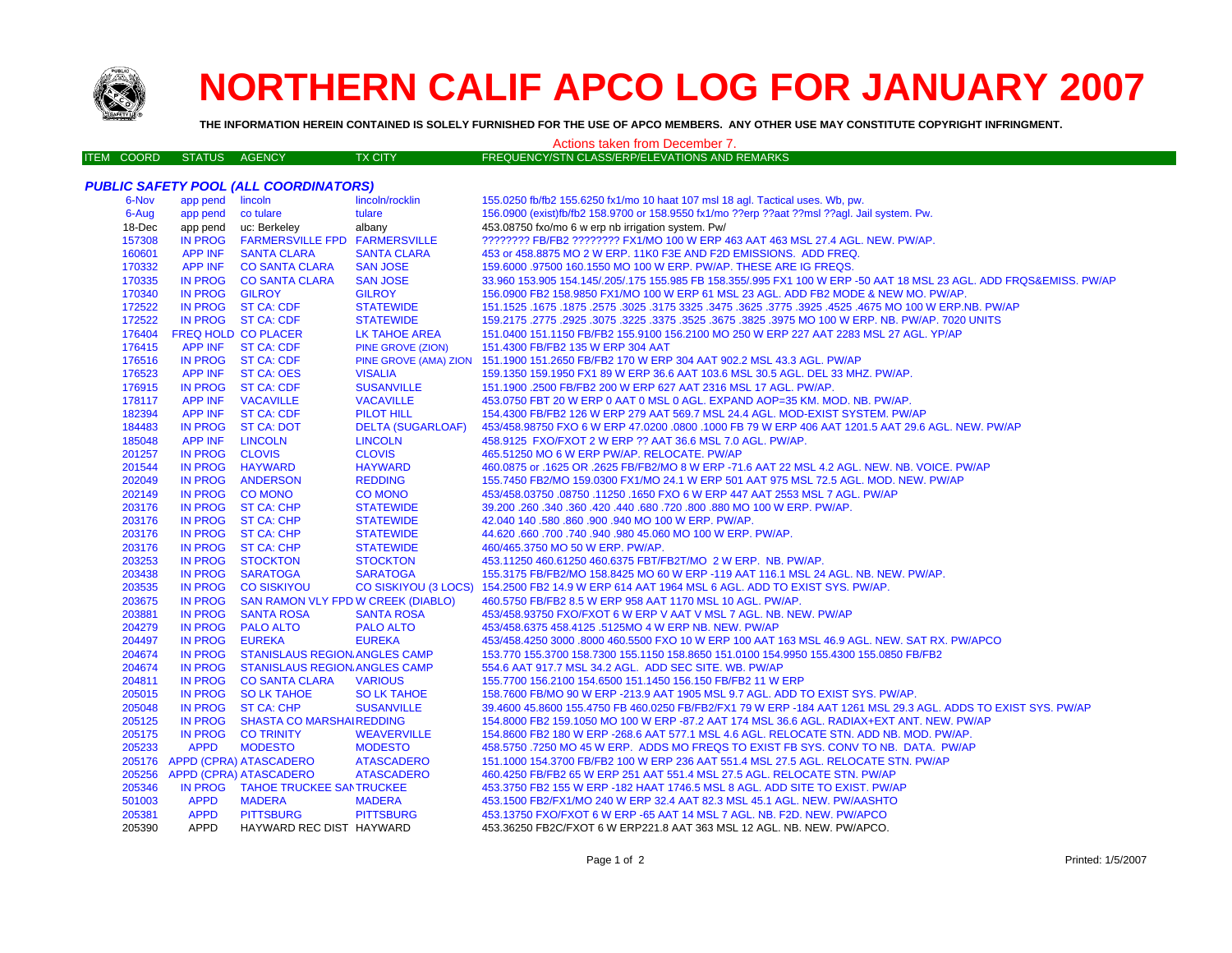# NORTHERN CALIF APCO LOG FOR JANUARY 2007

**THE INFORMATION HEREIN CONTAINED IS SOLELY FURNISHED FOR THE USE OF APCO MEMBERS. ANY OTHER USE MAY CONSTITUTE COPYRIGHT INFRINGMENT.**

Actions taken from December 7.

| ITEM COORD | STATUS | AGENCY | TX CITY | FREQUENCY/STN CLASS/ERP/ELEVATIONS AND REMARKS |
|---|---|---|---|---|
| ***PUBLIC SAFETY POOL (ALL COORDINATORS)*** | | | | |
| 6-Nov | app pend | lincoln | lincoln/rocklin | 155.0250 fb/fb2 155.6250 fx1/mo 10 haat 107 msl 18 agl. Tactical uses. Wb, pw. |
| 6-Aug | app pend | co tulare | tulare | 156.0900 (exist)fb/fb2 158.9700 or 158.9550 fx1/mo ??erp ??aat ??msl ??agl. Jail system. Pw. |
| 18-Dec | app pend | uc: Berkeley | albany | 453.08750 fxo/mo 6 w erp nb irrigation system. Pw/ |
| 157308 | IN PROG | FARMERSVILLE FPD | FARMERSVILLE | ???????? FB/FB2 ???????? FX1/MO 100 W ERP 463 AAT 463 MSL 27.4 AGL. NEW. PW/AP. |
| 160601 | APP INF | SANTA CLARA | SANTA CLARA | 453 or 458.8875 MO 2 W ERP. 11K0 F3E AND F2D EMISSIONS. ADD FREQ. |
| 170332 | APP INF | CO SANTA CLARA | SAN JOSE | 159.6000 .97500 160.1550 MO 100 W ERP. PW/AP. THESE ARE IG FREQS. |
| 170335 | IN PROG | CO SANTA CLARA | SAN JOSE | 33.960 153.905 154.145/.205/.175 155.985 FB 158.355/.995 FX1 100 W ERP -50 AAT 18 MSL 23 AGL. ADD FRQS&EMISS. PW/AP |
| 170340 | IN PROG | GILROY | GILROY | 156.0900 FB2 158.9850 FX1/MO 100 W ERP 61 MSL 23 AGL. ADD FB2 MODE & NEW MO. PW/AP. |
| 172522 | IN PROG | ST CA: CDF | STATEWIDE | 151.1525 .1675 .1875 .2575 .3025 .3175 3325 .3475 .3625 .3775 .3925 .4525 .4675 MO 100 W ERP.NB. PW/AP |
| 172522 | IN PROG | ST CA: CDF | STATEWIDE | 159.2175 .2775 .2925 .3075 .3225 .3375 .3525 .3675 .3825 .3975 MO 100 W ERP. NB. PW/AP. 7020 UNITS |
| 176404 | FREQ HOLD | CO PLACER | LK TAHOE AREA | 151.0400 151.1150 FB/FB2 155.9100 156.2100 MO 250 W ERP 227 AAT 2283 MSL 27 AGL. YP/AP |
| 176415 | APP INF | ST CA: CDF | PINE GROVE (ZION) | 151.4300 FB/FB2 135 W ERP 304 AAT |
| 176516 | IN PROG | ST CA: CDF | PINE GROVE (AMA) ZION | 151.1900 151.2650 FB/FB2 170 W ERP 304 AAT 902.2 MSL 43.3 AGL. PW/AP |
| 176523 | APP INF | ST CA: OES | VISALIA | 159.1350 159.1950 FX1 89 W ERP 36.6 AAT 103.6 MSL 30.5 AGL. DEL 33 MHZ. PW/AP. |
| 176915 | IN PROG | ST CA: CDF | SUSANVILLE | 151.1900 .2500 FB/FB2 200 W ERP 627 AAT 2316 MSL 17 AGL. PW/AP. |
| 178117 | APP INF | VACAVILLE | VACAVILLE | 453.0750 FBT 20 W ERP 0 AAT 0 MSL 0 AGL. EXPAND AOP=35 KM. MOD. NB. PW/AP. |
| 182394 | APP INF | ST CA: CDF | PILOT HILL | 154.4300 FB/FB2 126 W ERP 279 AAT 569.7 MSL 24.4 AGL. MOD-EXIST SYSTEM. PW/AP |
| 184483 | IN PROG | ST CA: DOT | DELTA (SUGARLOAF) | 453/458.98750 FXO 6 W ERP 47.0200 .0800 .1000 FB 79 W ERP 406 AAT 1201.5 AAT 29.6 AGL. NEW. PW/AP |
| 185048 | APP INF | LINCOLN | LINCOLN | 458.9125 FXO/FXOT 2 W ERP ?? AAT 36.6 MSL 7.0 AGL. PW/AP. |
| 201257 | IN PROG | CLOVIS | CLOVIS | 465.51250 MO 6 W ERP PW/AP. RELOCATE. PW/AP |
| 201544 | IN PROG | HAYWARD | HAYWARD | 460.0875 or .1625 OR .2625 FB/FB2/MO 8 W ERP -71.6 AAT 22 MSL 4.2 AGL. NEW. NB. VOICE. PW/AP |
| 202049 | IN PROG | ANDERSON | REDDING | 155.7450 FB2/MO 159.0300 FX1/MO 24.1 W ERP 501 AAT 975 MSL 72.5 AGL. MOD. NEW. PW/AP |
| 202149 | IN PROG | CO MONO | CO MONO | 453/458.03750 .08750 .11250 .1650 FXO 6 W ERP 447 AAT 2553 MSL 7 AGL. PW/AP |
| 203176 | IN PROG | ST CA: CHP | STATEWIDE | 39.200 .260 .340 .360 .420 .440 .680 .720 .800 .880 MO 100 W ERP. PW/AP. |
| 203176 | IN PROG | ST CA: CHP | STATEWIDE | 42.040 140 .580 .860 .900 .940 MO 100 W ERP. PW/AP. |
| 203176 | IN PROG | ST CA: CHP | STATEWIDE | 44.620 .660 .700 .740 .940 .980 45.060 MO 100 W ERP. PW/AP. |
| 203176 | IN PROG | ST CA: CHP | STATEWIDE | 460/465.3750 MO 50 W ERP. PW/AP. |
| 203253 | IN PROG | STOCKTON | STOCKTON | 453.11250 460.61250 460.6375 FBT/FB2T/MO 2 W ERP. NB. PW/AP. |
| 203438 | IN PROG | SARATOGA | SARATOGA | 155.3175 FB/FB2/MO 158.8425 MO 60 W ERP -119 AAT 116.1 MSL 24 AGL. NB. NEW. PW/AP. |
| 203535 | IN PROG | CO SISKIYOU | CO SISKIYOU (3 LOCS) | 154.2500 FB2 14.9 W ERP 614 AAT 1964 MSL 6 AGL. ADD TO EXIST SYS. PW/AP. |
| 203675 | IN PROG | SAN RAMON VLY FPD | W CREEK (DIABLO) | 460.5750 FB/FB2 8.5 W ERP 958 AAT 1170 MSL 10 AGL. PW/AP. |
| 203881 | IN PROG | SANTA ROSA | SANTA ROSA | 453/458.93750 FXO/FXOT 6 W ERP V AAT V MSL 7 AGL. NB. NEW. PW/AP |
| 204279 | IN PROG | PALO ALTO | PALO ALTO | 453/458.6375 458.4125 .5125MO 4 W ERP NB. NEW. PW/AP |
| 204497 | IN PROG | EUREKA | EUREKA | 453/458.4250 3000 .8000 460.5500 FXO 10 W ERP 100 AAT 163 MSL 46.9 AGL. NEW. SAT RX. PW/APCO |
| 204674 | IN PROG | STANISLAUS REGION | ANGELS CAMP | 153.770 155.3700 158.7300 155.1150 158.8650 151.0100 154.9950 155.4300 155.0850 FB/FB2 |
| 204674 | IN PROG | STANISLAUS REGION | ANGELS CAMP | 554.6 AAT 917.7 MSL 34.2 AGL. ADD SEC SITE. WB. PW/AP |
| 204811 | IN PROG | CO SANTA CLARA | VARIOUS | 155.7700 156.2100 154.6500 151.1450 156.150 FB/FB2 11 W ERP |
| 205015 | IN PROG | SO LK TAHOE | SO LK TAHOE | 158.7600 FB/MO 90 W ERP -213.9 AAT 1905 MSL 9.7 AGL. ADD TO EXIST SYS. PW/AP. |
| 205048 | IN PROG | ST CA: CHP | SUSANVILLE | 39.4600 45.8600 155.4750 FB 460.0250 FB/FB2/FX1 79 W ERP -184 AAT 1261 MSL 29.3 AGL. ADDS TO EXIST SYS. PW/AP |
| 205125 | IN PROG | SHASTA CO MARSHAL | REDDING | 154.8000 FB2 159.1050 MO 100 W ERP -87.2 AAT 174 MSL 36.6 AGL. RADIAX+EXT ANT. NEW. PW/AP |
| 205175 | IN PROG | CO TRINITY | WEAVERVILLE | 154.8600 FB2 180 W ERP -268.6 AAT 577.1 MSL 4.6 AGL. RELOCATE STN. ADD NB. MOD. PW/AP. |
| 205233 | APPD | MODESTO | MODESTO | 458.5750 .7250 MO 45 W ERP. ADDS MO FREQS TO EXIST FB SYS. CONV TO NB. DATA. PW/AP |
| 205176 | APPD (CPRA) | ATASCADERO | ATASCADERO | 151.1000 154.3700 FB/FB2 100 W ERP 236 AAT 551.4 MSL 27.5 AGL. RELOCATE STN. PW/AP |
| 205256 | APPD (CPRA) | ATASCADERO | ATASCADERO | 460.4250 FB/FB2 65 W ERP 251 AAT 551.4 MSL 27.5 AGL. RELOCATE STN. PW/AP |
| 205346 | IN PROG | TAHOE TRUCKEE SAN | TRUCKEE | 453.3750 FB2 155 W ERP -182 HAAT 1746.5 MSL 8 AGL. ADD SITE TO EXIST. PW/AP |
| 501003 | APPD | MADERA | MADERA | 453.1500 FB2/FX1/MO 240 W ERP 32.4 AAT 82.3 MSL 45.1 AGL. NEW. PW/AASHTO |
| 205381 | APPD | PITTSBURG | PITTSBURG | 453.13750 FXO/FXOT 6 W ERP -65 AAT 14 MSL 7 AGL. NB. F2D. NEW. PW/APCO |
| 205390 | APPD | HAYWARD REC DIST | HAYWARD | 453.36250 FB2C/FXOT 6 W ERP221.8 AAT 363 MSL 12 AGL. NB. NEW. PW/APCO. |

Printed: 1/5/2007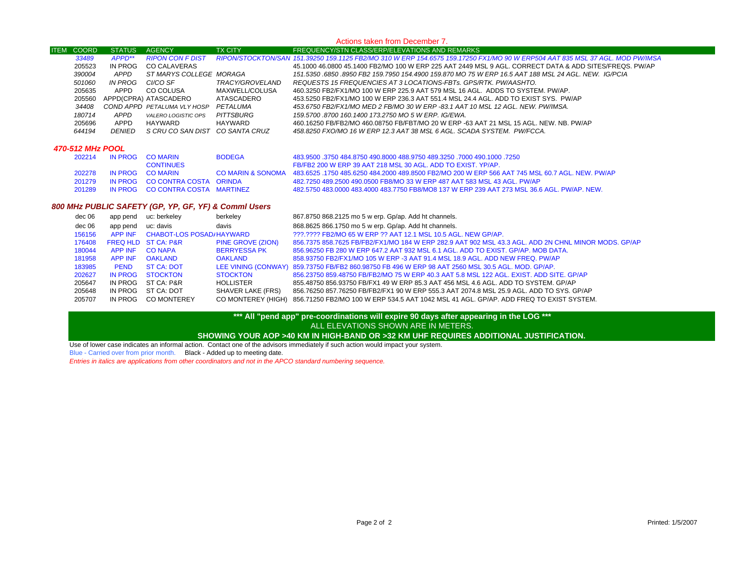Actions taken from December 7.

| ITEM | COORD | STATUS | AGENCY | TX CITY | FREQUENCY/STN CLASS/ERP/ELEVATIONS AND REMARKS |
|---|---|---|---|---|---|
| | *33489* | *APPD\*\** | *RIPON CON F DIST* | *RIPON/STOCKTON/SAN* | *151.39250 159.1125 FB2/MO 310 W ERP 154.6575 159.17250 FX1/MO 90 W ERP504 AAT 835 MSL 37 AGL. MOD PW/IMSA* |
| | 205523 | IN PROG | CO CALAVERAS | | 45.1000 46.0800 45.1400 FB2/MO 100 W ERP 225 AAT 2449 MSL 9 AGL. CORRECT DATA & ADD SITES/FREQS. PW/AP |
| | *390004* | *APPD* | *ST MARYS COLLEGE* | *MORAGA* | *151.5350 .6850 .8950 FB2 159.7950 154.4900 159.870 MO 75 W ERP 16.5 AAT 188 MSL 24 AGL. NEW. IG/PCIA* |
| | *501060* | *IN PROG* | *CI/CO SF* | *TRACY/GROVELAND* | *REQUESTS 15 FREQUENCIES AT 3 LOCATIONS-FBTs. GPS/RTK. PW/AASHTO.* |
| | 205635 | APPD | CO COLUSA | MAXWELL/COLUSA | 460.3250 FB2/FX1/MO 100 W ERP 225.9 AAT 579 MSL 16 AGL. ADDS TO SYSTEM. PW/AP. |
| | 205560 | APPD(CPRA) | ATASCADERO | ATASCADERO | 453.5250 FB2/FX1/MO 100 W ERP 236.3 AAT 551.4 MSL 24.4 AGL. ADD TO EXIST SYS. PW/AP |
| | *34408* | *COND APPD* | *PETALUMA VLY HOSP* | *PETALUMA* | *453.6750 FB2/FX1/MO MED 2 FB/MO 30 W ERP -83.1 AAT 10 MSL 12 AGL. NEW. PW/IMSA.* |
| | *180714* | *APPD* | *VALERO LOGISTIC OPS* | *PITTSBURG* | *159.5700 .8700 160.1400 173.2750 MO 5 W ERP. IG/EWA.* |
| | 205696 | APPD | HAYWARD | HAYWARD | 460.16250 FB/FB2/MO 460.08750 FB/FBT/MO 20 W ERP -63 AAT 21 MSL 15 AGL. NEW. NB. PW/AP |
| | *644194* | *DENIED* | *S CRU CO SAN DIST* | *CO SANTA CRUZ* | *458.8250 FXO/MO 16 W ERP 12.3 AAT 38 MSL 6 AGL. SCADA SYSTEM. PW/FCCA.* |

## *470-512 MHz POOL*

| ITEM | COORD | STATUS | AGENCY | TX CITY | FREQUENCY/STN CLASS/ERP/ELEVATIONS AND REMARKS |
|---|---|---|---|---|---|
| | 202214 | IN PROG | CO MARIN | BODEGA | 483.9500 .3750 484.8750 490.8000 488.9750 489.3250 .7000 490.1000 .7250 |
| | | | CONTINUES | | FB/FB2 200 W ERP 39 AAT 218 MSL 30 AGL. ADD TO EXIST. YP/AP. |
| | 202278 | IN PROG | CO MARIN | CO MARIN & SONOMA | 483.6525 .1750 485.6250 484.2000 489.8500 FB2/MO 200 W ERP 566 AAT 745 MSL 60.7 AGL. NEW. PW/AP |
| | 201279 | IN PROG | CO CONTRA COSTA | ORINDA | 482.7250 489.2500 490.0500 FB8/MO 33 W ERP 487 AAT 583 MSL 43 AGL. PW/AP |
| | 201289 | IN PROG | CO CONTRA COSTA | MARTINEZ | 482.5750 483.0000 483.4000 483.7750 FB8/MO8 137 W ERP 239 AAT 273 MSL 36.6 AGL. PW/AP. NEW. |

## *800 MHz PUBLIC SAFETY (GP, YP, GF, YF) & Comml Users*

| ITEM | COORD | STATUS | AGENCY | TX CITY | FREQUENCY/STN CLASS/ERP/ELEVATIONS AND REMARKS |
|---|---|---|---|---|---|
| | dec 06 | app pend | uc: berkeley | berkeley | 867.8750 868.2125 mo 5 w erp. Gp/ap. Add ht channels. |
| | dec 06 | app pend | uc: davis | davis | 868.8625 866.1750 mo 5 w erp. Gp/ap. Add ht channels. |
| | 156156 | APP INF | CHABOT-LOS POSAD/ | HAYWARD | ???.???? FB2/MO 65 W ERP ?? AAT 12.1 MSL 10.5 AGL. NEW GP/AP. |
| | 176408 | FREQ HLD | ST CA: P&R | PINE GROVE (ZION) | 856.7375 858.7625 FB/FB2/FX1/MO 184 W ERP 282.9 AAT 902 MSL 43.3 AGL. ADD 2N CHNL MINOR MODS. GP/AP |
| | 180044 | APP INF | CO NAPA | BERRYESSA PK | 856.96250 FB 280 W ERP 647.2 AAT 932 MSL 6.1 AGL. ADD TO EXIST. GP/AP. MOB DATA. |
| | 181958 | APP INF | OAKLAND | OAKLAND | 858.93750 FB2/FX1/MO 105 W ERP -3 AAT 91.4 MSL 18.9 AGL. ADD NEW FREQ. PW/AP |
| | 183985 | PEND | ST CA: DOT | LEE VINING (CONWAY) | 859.73750 FB/FB2 860.98750 FB 496 W ERP 98 AAT 2560 MSL 30.5 AGL. MOD. GP/AP. |
| | 202627 | IN PROG | STOCKTON | STOCKTON | 856.23750 859.48750 FB/FB2/MO 75 W ERP 40.3 AAT 5.8 MSL 122 AGL. EXIST. ADD SITE. GP/AP |
| | 205647 | IN PROG | ST CA: P&R | HOLLISTER | 855.48750 856.93750 FB/FX1 49 W ERP 85.3 AAT 456 MSL 4.6 AGL. ADD TO SYSTEM. GP/AP |
| | 205648 | IN PROG | ST CA: DOT | SHAVER LAKE (FRS) | 856.76250 857.76250 FB/FB2/FX1 90 W ERP 555.3 AAT 2074.8 MSL 25.9 AGL. ADD TO SYS. GP/AP |
| | 205707 | IN PROG | CO MONTEREY | CO MONTEREY (HIGH) | 856.71250 FB2/MO 100 W ERP 534.5 AAT 1042 MSL 41 AGL. GP/AP. ADD FREQ TO EXIST SYSTEM. |

**\*\*\* All "pend app" pre-coordinations will expire 90 days after appearing in the LOG \*\*\***

ALL ELEVATIONS SHOWN ARE IN METERS.

**SHOWING YOUR AOP >40 KM IN HIGH-BAND OR >32 KM UHF REQUIRES ADDITIONAL JUSTIFICATION.**

Use of lower case indicates an informal action. Contact one of the advisors immediately if such action would impact your system.

Blue - Carried over from prior month. Black - Added up to meeting date.

*Entries in italics are applications from other coordinators and not in the APCO standard numbering sequence.*

Printed: 1/5/2007